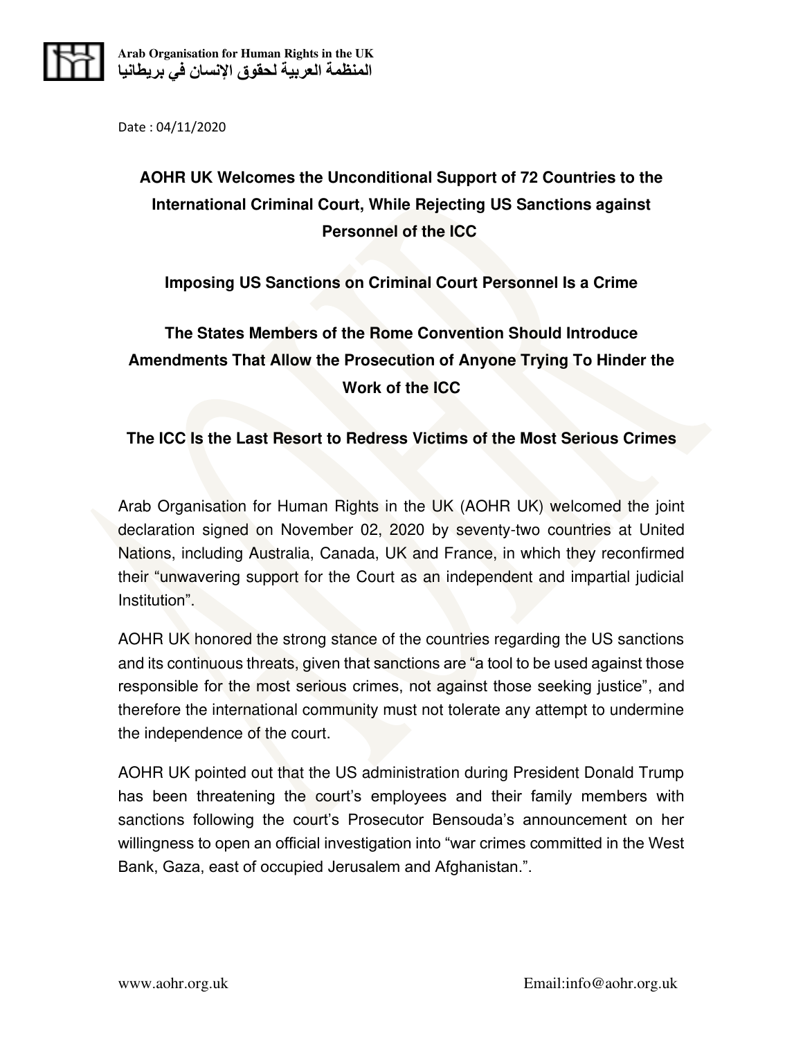Arab Organisation for Human Rights in the UK
المنظمة العربية لحقوق الإنسان في بريطانيا

Date : 04/11/2020

# AOHR UK Welcomes the Unconditional Support of 72 Countries to the International Criminal Court, While Rejecting US Sanctions against Personnel of the ICC

## Imposing US Sanctions on Criminal Court Personnel Is a Crime

## The States Members of the Rome Convention Should Introduce Amendments That Allow the Prosecution of Anyone Trying To Hinder the Work of the ICC

## The ICC Is the Last Resort to Redress Victims of the Most Serious Crimes

Arab Organisation for Human Rights in the UK (AOHR UK) welcomed the joint declaration signed on November 02, 2020 by seventy-two countries at United Nations, including Australia, Canada, UK and France, in which they reconfirmed their "unwavering support for the Court as an independent and impartial judicial Institution".

AOHR UK honored the strong stance of the countries regarding the US sanctions and its continuous threats, given that sanctions are "a tool to be used against those responsible for the most serious crimes, not against those seeking justice", and therefore the international community must not tolerate any attempt to undermine the independence of the court.

AOHR UK pointed out that the US administration during President Donald Trump has been threatening the court's employees and their family members with sanctions following the court's Prosecutor Bensouda's announcement on her willingness to open an official investigation into "war crimes committed in the West Bank, Gaza, east of occupied Jerusalem and Afghanistan.".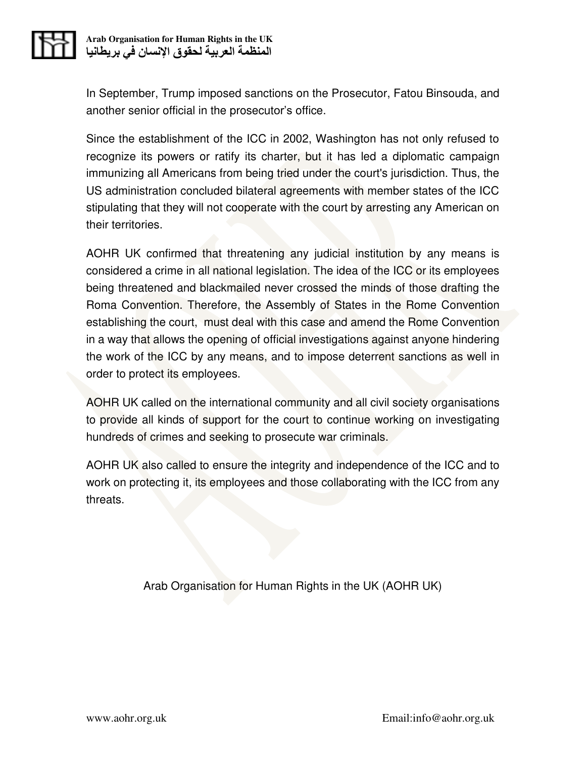In September, Trump imposed sanctions on the Prosecutor, Fatou Binsouda, and another senior official in the prosecutor's office.

Since the establishment of the ICC in 2002, Washington has not only refused to recognize its powers or ratify its charter, but it has led a diplomatic campaign immunizing all Americans from being tried under the court's jurisdiction. Thus, the US administration concluded bilateral agreements with member states of the ICC stipulating that they will not cooperate with the court by arresting any American on their territories.

AOHR UK confirmed that threatening any judicial institution by any means is considered a crime in all national legislation. The idea of the ICC or its employees being threatened and blackmailed never crossed the minds of those drafting the Roma Convention. Therefore, the Assembly of States in the Rome Convention establishing the court, must deal with this case and amend the Rome Convention in a way that allows the opening of official investigations against anyone hindering the work of the ICC by any means, and to impose deterrent sanctions as well in order to protect its employees.

AOHR UK called on the international community and all civil society organisations to provide all kinds of support for the court to continue working on investigating hundreds of crimes and seeking to prosecute war criminals.

AOHR UK also called to ensure the integrity and independence of the ICC and to work on protecting it, its employees and those collaborating with the ICC from any threats.

Arab Organisation for Human Rights in the UK (AOHR UK)